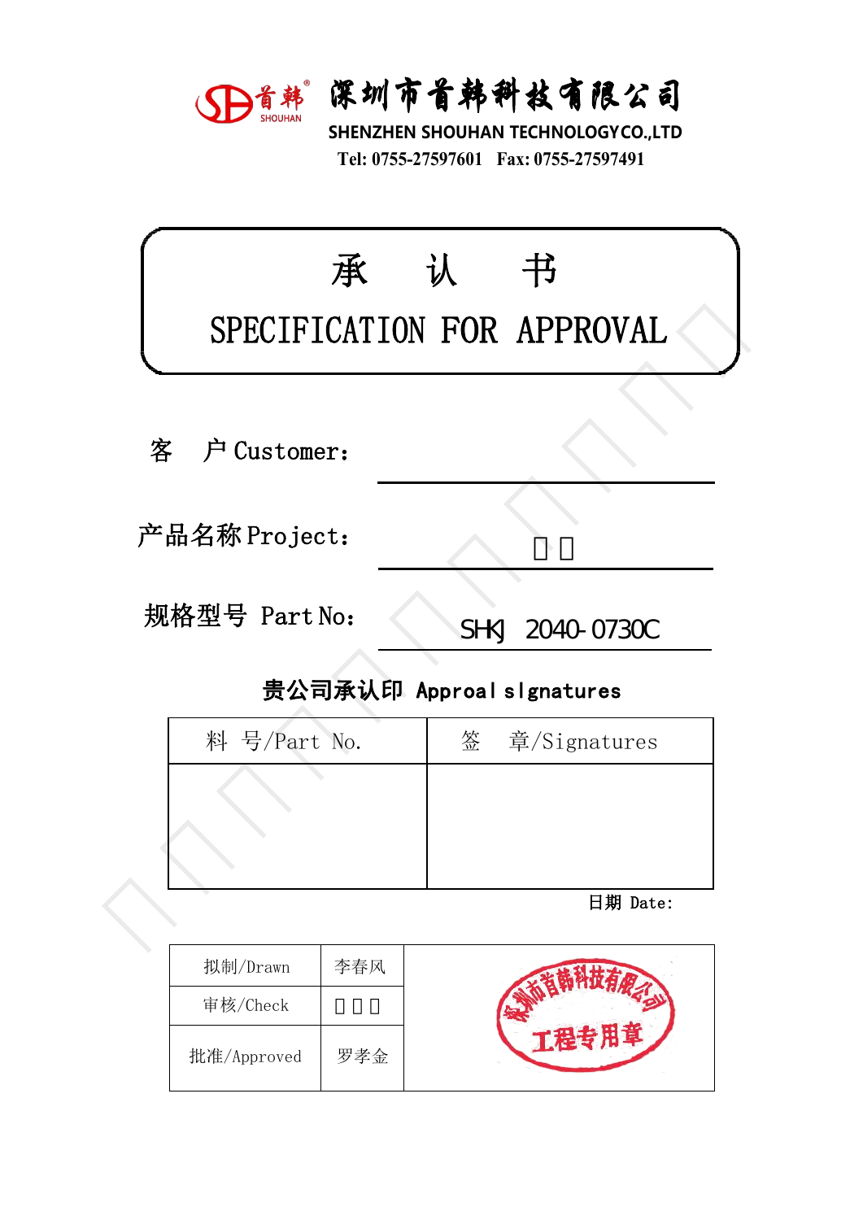深圳市首韩科技有限公司

SHENZHEN SHOUHAN TECHNOLOGY CO.,LTD

Tel: 0755-27597601　Fax: 0755-27597491

# 承　认　书

# SPECIFICATION FOR APPROVAL

客　户 Customer:

产品名称 Project: □□

规格型号 Part No: SHKJ 2040-0730C

**贵公司承认印 Approal sIgnatures**

| 料　号/Part No. | 签　章/Signatures |
|---|---|
| | |

日期 Date:

| 拟制/Drawn | 李春风 | 深圳市首韩科技有限公司 工程专用章 |
|---|---|---|
| 审核/Check | □□□ | |
| 批准/Approved | 罗孝金 | |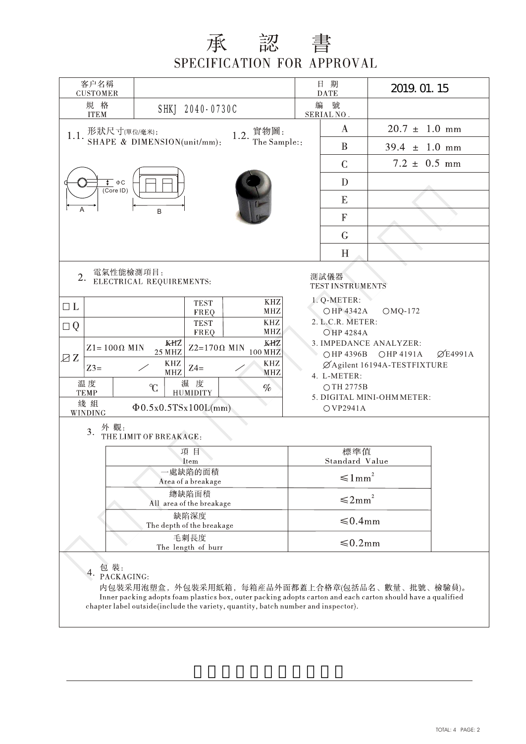# 承　認　書

## SPECIFICATION FOR APPROVAL

| 客户名稱 CUSTOMER | | 日　期 DATE | 2019. 01. 15 |
|---|---|---|---|
| 規　格 ITEM | SHKJ 2040-0730C | 編　號 SERIAL NO. | |

**1.1.** 形狀尺寸(單位/毫米)：SHAPE & DIMENSION(unit/mm)：

ΦC (Core ID)

A　B

**1.2.** 實物圖：The Sample:：

| | |
|---|---|
| A | 20.7 ± 1.0 mm |
| B | 39.4 ± 1.0 mm |
| C | 7.2 ± 0.5 mm |
| D | |
| E | |
| F | |
| G | |
| H | |

**2.** 電氣性能檢測項目：ELECTRICAL REQUIREMENTS:

| | | | | |
|---|---|---|---|---|
| □ L | | TEST FREQ | KHZ MHZ | |
| □ Q | | TEST FREQ | KHZ MHZ | |
| ☑ Z | Z1= 100Ω MIN | ~~KHZ~~ 25 MHZ | Z2=170Ω MIN | ~~KHZ~~ 100 MHZ |
| | Z3= ／ | KHZ MHZ | Z4= ／ | KHZ MHZ |
| 溫度 TEMP | ℃ | 濕度 HUMIDITY | % | |
| 綫組 WINDING | Φ0.5x0.5TSx100L(mm) | | | |

測試儀器 TEST INSTRUMENTS

1. Q-METER:
   ○HP 4342A　○MQ-172
2. L.C.R. METER:
   ○HP 4284A
3. IMPEDANCE ANALYZER:
   ○HP 4396B　○HP 4191A　⌀E4991A
   ⌀Agilent 16194A-TESTFIXTURE
4. L-METER:
   ○TH 2775B
5. DIGITAL MINI-OHM METER:
   ○VP2941A

**3.** 外觀：THE LIMIT OF BREAKAGE:

| 項目 Item | 標準值 Standard Value |
|---|---|
| 一處缺陷的面積 Area of a breakage | ≤1mm² |
| 總缺陷面積 All area of the breakage | ≤2mm² |
| 缺陷深度 The depth of the breakage | ≤0.4mm |
| 毛刺長度 The length of burr | ≤0.2mm |

**4.** 包裝：PACKAGING:

內包裝采用泡塑盒，外包裝采用紙箱，每箱産品外面都蓋上合格章(包括品名、數量、批號、檢驗員)。
Inner packing adopts foam plastics box, outer packing adopts carton and each carton should have a qualified chapter label outside(include the variety, quantity, batch number and inspector).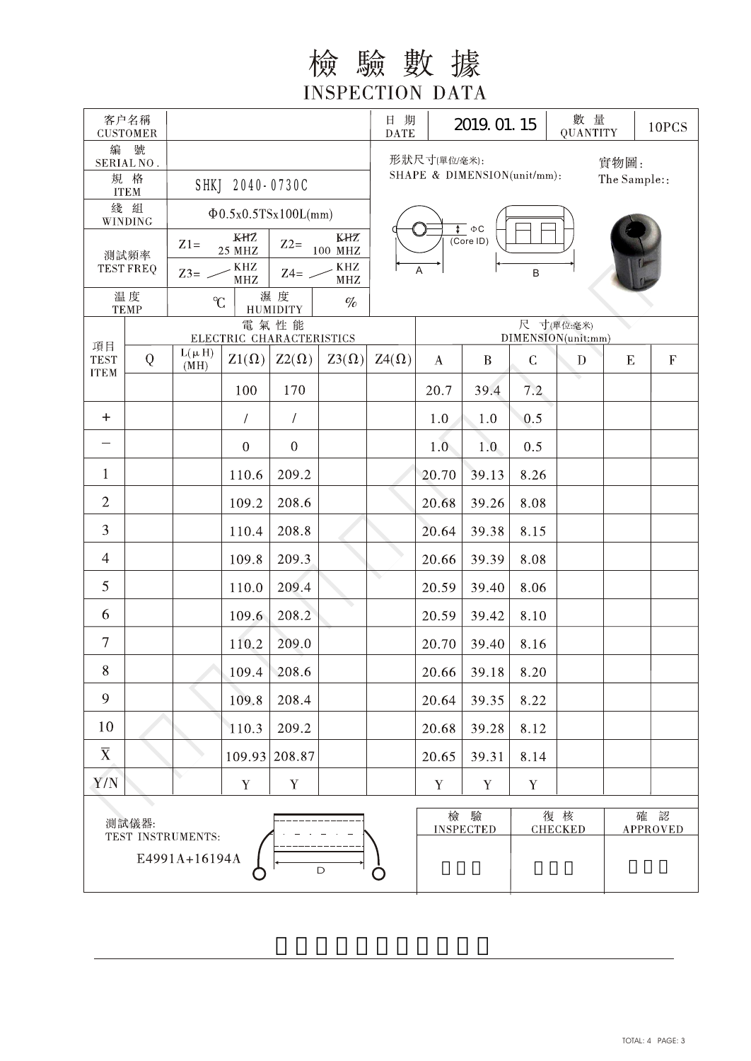# 檢 驗 數 據
## INSPECTION DATA

| 客户名稱 CUSTOMER | | 日 期 DATE | 2019. 01. 15 | 數 量 QUANTITY | 10PCS |
|---|---|---|---|---|---|
| 編 號 SERIAL NO. | | | | | |
| 規 格 ITEM | SHKJ 2040-0730C | | | | |
| 綫 組 WINDING | Φ0.5x0.5TSx100L(mm) | | | | |
| 測試頻率 TEST FREQ | Z1= 25 MHZ; Z2= 100 MHZ; Z3= KHZ/MHZ; Z4= KHZ/MHZ | | | | |
| 温 度 TEMP | ℃ 濕 度 HUMIDITY % | | | | |

形狀尺寸(單位/毫米): SHAPE & DIMENSION(unit/mm):

實物圖: The Sample::

A, B, ΦC (Core ID)

| 項目 TEST ITEM | Q | L(μH) (MH) | Z1(Ω) | Z2(Ω) | Z3(Ω) | Z4(Ω) | A | B | C | D | E | F |
|---|---|---|---|---|---|---|---|---|---|---|---|---|
| | | | 100 | 170 | | | 20.7 | 39.4 | 7.2 | | | |
| + | | | / | / | | | 1.0 | 1.0 | 0.5 | | | |
| − | | | 0 | 0 | | | 1.0 | 1.0 | 0.5 | | | |
| 1 | | | 110.6 | 209.2 | | | 20.70 | 39.13 | 8.26 | | | |
| 2 | | | 109.2 | 208.6 | | | 20.68 | 39.26 | 8.08 | | | |
| 3 | | | 110.4 | 208.8 | | | 20.64 | 39.38 | 8.15 | | | |
| 4 | | | 109.8 | 209.3 | | | 20.66 | 39.39 | 8.08 | | | |
| 5 | | | 110.0 | 209.4 | | | 20.59 | 39.40 | 8.06 | | | |
| 6 | | | 109.6 | 208.2 | | | 20.59 | 39.42 | 8.10 | | | |
| 7 | | | 110.2 | 209.0 | | | 20.70 | 39.40 | 8.16 | | | |
| 8 | | | 109.4 | 208.6 | | | 20.66 | 39.18 | 8.20 | | | |
| 9 | | | 109.8 | 208.4 | | | 20.64 | 39.35 | 8.22 | | | |
| 10 | | | 110.3 | 209.2 | | | 20.68 | 39.28 | 8.12 | | | |
| $\bar{X}$ | | | 109.93 | 208.87 | | | 20.65 | 39.31 | 8.14 | | | |
| Y/N | | | Y | Y | | | Y | Y | Y | | | |

(Electric characteristics: 電氣性能 ELECTRIC CHARACTERISTICS; Dimension: 尺寸(單位:毫米) DIMENSION(unit:mm))

測試儀器: TEST INSTRUMENTS:

E4991A+16194A

| 檢 驗 INSPECTED | 復 核 CHECKED | 確 認 APPROVED |
|---|---|---|
| | | |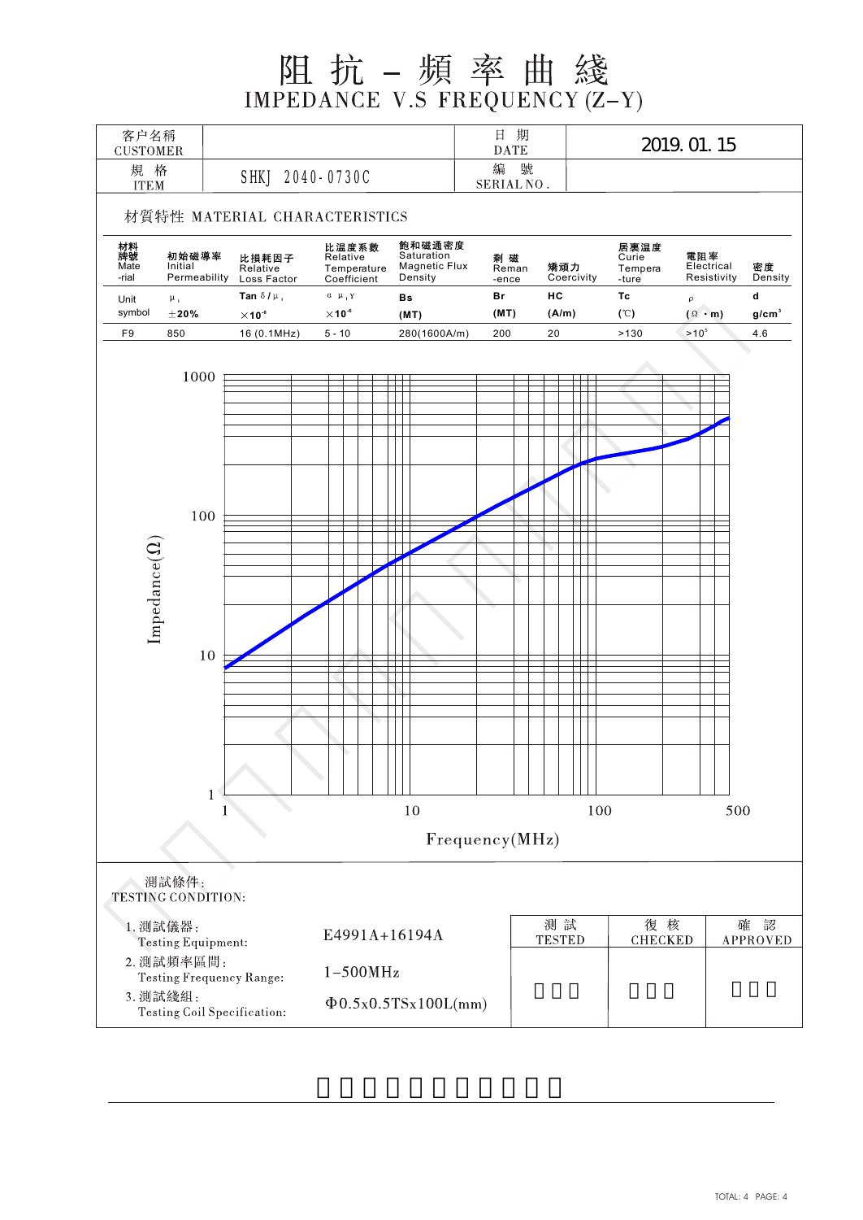# 阻 抗 – 頻 率 曲 綫
# IMPEDANCE V.S FREQUENCY (Z–Y)

| | | | |
|---|---|---|---|
| 客户名稱 CUSTOMER | | 日 期 DATE | 2019. 01. 15 |
| 規 格 ITEM | SHKJ 2040-0730C | 編 號 SERIAL NO. | |

## 材質特性 MATERIAL CHARACTERISTICS

| 材料牌號 Material | 初始磁導率 Initial Permeability | 比損耗因子 Relative Loss Factor | 比溫度系數 Relative Temperature Coefficient | 飽和磁通密度 Saturation Magnetic Flux Density | 剩 磁 Remanence | 矯頑力 Coercivity | 居裏溫度 Curie Temperature | 電阻率 Electrical Resistivity | 密度 Density |
|---|---|---|---|---|---|---|---|---|---|
| Unit symbol | $\mu_i$ $\pm$20% | Tan $\delta/\mu_i$ $\times10^{-6}$ | $\alpha\ \mu_i r$ $\times10^{-6}$ | Bs (MT) | Br (MT) | HC (A/m) | Tc (℃) | $\rho$ ($\Omega\cdot$m) | d g/cm$^3$ |
| F9 | 850 | 16 (0.1MHz) | 5 - 10 | 280(1600A/m) | 200 | 20 | >130 | >$10^5$ | 4.6 |

Impedance(Ω)

1000

100

10

1

1

10

100

500

Frequency(MHz)

測試條件:
TESTING CONDITION:

| | | | | |
|---|---|---|---|---|
| 1. 測試儀器: Testing Equipment: | E4991A+16194A | 測 試 TESTED | 復 核 CHECKED | 確 認 APPROVED |
| 2. 測試頻率區間: Testing Frequency Range: | 1–500MHz | | | |
| 3. 測試綫組: Testing Coil Specification: | Φ0.5x0.5TSx100L(mm) | | | |